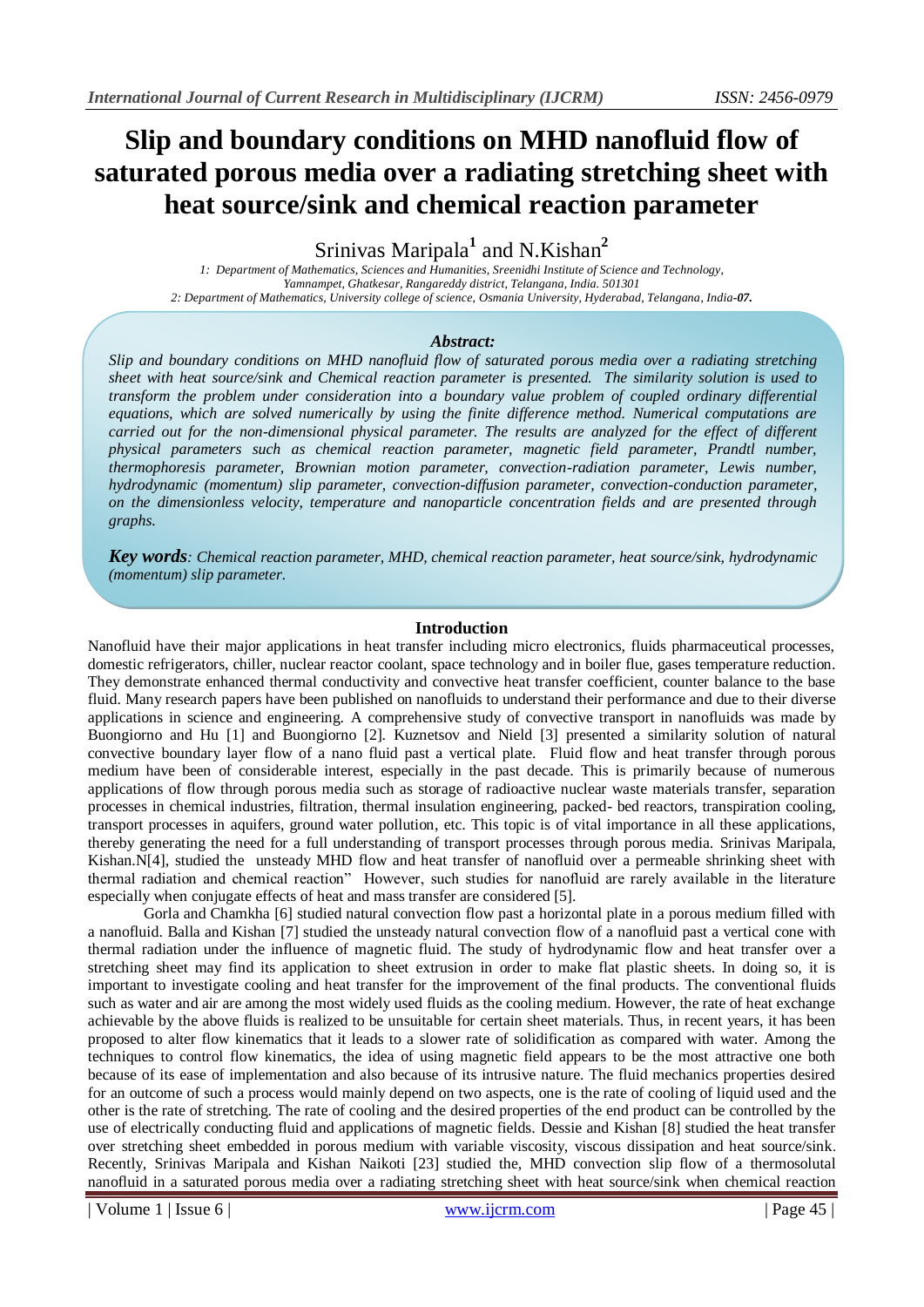# Slip and boundary conditions on MHD nanofluid flow of saturated porous media over a radiating stretching sheet with heat source/sink and chemical reaction parameter

Srinivas Maripala[1] and N.Kishan[2]

*1: Department of Mathematics, Sciences and Humanities, Sreenidhi Institute of Science and Technology, Yamnampet, Ghatkesar, Rangareddy district, Telangana, India. 501301*
*2: Department of Mathematics, University college of science, Osmania University, Hyderabad, Telangana, India-07.*

### *Abstract:*

*Slip and boundary conditions on MHD nanofluid flow of saturated porous media over a radiating stretching sheet with heat source/sink and Chemical reaction parameter is presented. The similarity solution is used to transform the problem under consideration into a boundary value problem of coupled ordinary differential equations, which are solved numerically by using the finite difference method. Numerical computations are carried out for the non-dimensional physical parameter. The results are analyzed for the effect of different physical parameters such as chemical reaction parameter, magnetic field parameter, Prandtl number, thermophoresis parameter, Brownian motion parameter, convection-radiation parameter, Lewis number, hydrodynamic (momentum) slip parameter, convection-diffusion parameter, convection-conduction parameter, on the dimensionless velocity, temperature and nanoparticle concentration fields and are presented through graphs.*

***Key words**: Chemical reaction parameter, MHD, chemical reaction parameter, heat source/sink, hydrodynamic (momentum) slip parameter.*

## Introduction

Nanofluid have their major applications in heat transfer including micro electronics, fluids pharmaceutical processes, domestic refrigerators, chiller, nuclear reactor coolant, space technology and in boiler flue, gases temperature reduction. They demonstrate enhanced thermal conductivity and convective heat transfer coefficient, counter balance to the base fluid. Many research papers have been published on nanofluids to understand their performance and due to their diverse applications in science and engineering. A comprehensive study of convective transport in nanofluids was made by Buongiorno and Hu [1] and Buongiorno [2]. Kuznetsov and Nield [3] presented a similarity solution of natural convective boundary layer flow of a nano fluid past a vertical plate. Fluid flow and heat transfer through porous medium have been of considerable interest, especially in the past decade. This is primarily because of numerous applications of flow through porous media such as storage of radioactive nuclear waste materials transfer, separation processes in chemical industries, filtration, thermal insulation engineering, packed- bed reactors, transpiration cooling, transport processes in aquifers, ground water pollution, etc. This topic is of vital importance in all these applications, thereby generating the need for a full understanding of transport processes through porous media. Srinivas Maripala, Kishan.N[4], studied the unsteady MHD flow and heat transfer of nanofluid over a permeable shrinking sheet with thermal radiation and chemical reaction" However, such studies for nanofluid are rarely available in the literature especially when conjugate effects of heat and mass transfer are considered [5].

Gorla and Chamkha [6] studied natural convection flow past a horizontal plate in a porous medium filled with a nanofluid. Balla and Kishan [7] studied the unsteady natural convection flow of a nanofluid past a vertical cone with thermal radiation under the influence of magnetic fluid. The study of hydrodynamic flow and heat transfer over a stretching sheet may find its application to sheet extrusion in order to make flat plastic sheets. In doing so, it is important to investigate cooling and heat transfer for the improvement of the final products. The conventional fluids such as water and air are among the most widely used fluids as the cooling medium. However, the rate of heat exchange achievable by the above fluids is realized to be unsuitable for certain sheet materials. Thus, in recent years, it has been proposed to alter flow kinematics that it leads to a slower rate of solidification as compared with water. Among the techniques to control flow kinematics, the idea of using magnetic field appears to be the most attractive one both because of its ease of implementation and also because of its intrusive nature. The fluid mechanics properties desired for an outcome of such a process would mainly depend on two aspects, one is the rate of cooling of liquid used and the other is the rate of stretching. The rate of cooling and the desired properties of the end product can be controlled by the use of electrically conducting fluid and applications of magnetic fields. Dessie and Kishan [8] studied the heat transfer over stretching sheet embedded in porous medium with variable viscosity, viscous dissipation and heat source/sink. Recently, Srinivas Maripala and Kishan Naikoti [23] studied the, MHD convection slip flow of a thermosolutal nanofluid in a saturated porous media over a radiating stretching sheet with heat source/sink when chemical reaction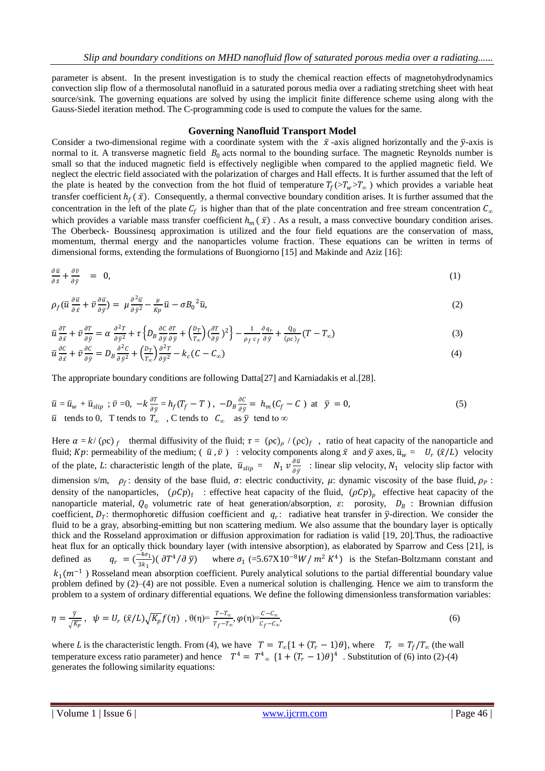parameter is absent. In the present investigation is to study the chemical reaction effects of magnetohydrodynamics convection slip flow of a thermosolutal nanofluid in a saturated porous media over a radiating stretching sheet with heat source/sink. The governing equations are solved by using the implicit finite difference scheme using along with the Gauss-Siedel iteration method. The C-programming code is used to compute the values for the same.

## Governing Nanofluid Transport Model

Consider a two-dimensional regime with a coordinate system with the $\bar{x}$-axis aligned horizontally and the $\bar{y}$-axis is normal to it. A transverse magnetic field $B_0$ acts normal to the bounding surface. The magnetic Reynolds number is small so that the induced magnetic field is effectively negligible when compared to the applied magnetic field. We neglect the electric field associated with the polarization of charges and Hall effects. It is further assumed that the left of the plate is heated by the convection from the hot fluid of temperature $T_f(>T_w>T_\infty)$ which provides a variable heat transfer coefficient $h_f(\bar{x})$. Consequently, a thermal convective boundary condition arises. It is further assumed that the concentration in the left of the plate $C_f$ is higher than that of the plate concentration and free stream concentration $C_\infty$ which provides a variable mass transfer coefficient $h_m(\bar{x})$. As a result, a mass convective boundary condition arises. The Oberbeck- Boussinesq approximation is utilized and the four field equations are the conservation of mass, momentum, thermal energy and the nanoparticles volume fraction. These equations can be written in terms of dimensional forms, extending the formulations of Buongiorno [15] and Makinde and Aziz [16]:

$$\frac{\partial \bar{u}}{\partial \bar{x}} + \frac{\partial \bar{v}}{\partial \bar{y}} = 0, \tag{1}$$

$$\rho_f\left(\bar{u}\frac{\partial \bar{u}}{\partial \bar{x}} + \bar{v}\frac{\partial \bar{u}}{\partial \bar{y}}\right) = \mu\frac{\partial^2 \bar{u}}{\partial \bar{y}^2} - \frac{\mu}{Kp}\bar{u} - \sigma B_0^{\,2}\bar{u}, \tag{2}$$

$$\bar{u}\frac{\partial T}{\partial \bar{x}} + \bar{v}\frac{\partial T}{\partial \bar{y}} = \alpha\frac{\partial^2 T}{\partial \bar{y}^2} + \tau\left\{D_B\frac{\partial C}{\partial \bar{y}}\frac{\partial T}{\partial \bar{y}} + \left(\frac{D_T}{T_\infty}\right)\left(\frac{\partial T}{\partial \bar{y}}\right)^2\right\} - \frac{1}{\rho_f\, c_f}\frac{\partial q_r}{\partial \bar{y}} + \frac{Q_0}{(\rho c)_f}(T - T_\infty) \tag{3}$$

$$\bar{u}\frac{\partial C}{\partial \bar{x}} + \bar{v}\frac{\partial C}{\partial \bar{y}} = D_B\frac{\partial^2 C}{\partial \bar{y}^2} + \left(\frac{D_T}{T_\infty}\right)\frac{\partial^2 T}{\partial \bar{y}^2} - k_c(C - C_\infty) \tag{4}$$

The appropriate boundary conditions are following Datta[27] and Karniadakis et al.[28].

$$\bar{u} = \bar{u}_w + \bar{u}_{slip}\ ;\ \bar{v} = 0,\ -k\frac{\partial T}{\partial \bar{y}} = h_f(T_f - T),\ -D_B\frac{\partial C}{\partial \bar{y}} = h_m(C_f - C)\ \text{ at }\ \bar{y} = 0, \tag{5}$$

$\bar{u}$ tends to 0, T tends to $T_\infty$, C tends to $C_\infty$ as $\bar{y}$ tend to $\infty$

Here $\alpha = k/(\rho c)_f$ thermal diffusivity of the fluid; $\tau = (\rho c)_\rho / (\rho c)_f$, ratio of heat capacity of the nanoparticle and fluid; $Kp$: permeability of the medium; $(\bar{u}, \bar{v})$ : velocity components along $\bar{x}$ and $\bar{y}$ axes, $\bar{u}_w = U_r\,(\bar{x}/L)$ velocity of the plate, $L$: characteristic length of the plate, $\bar{u}_{slip} = N_1\, v\frac{\partial \bar{u}}{\partial \bar{y}}$ : linear slip velocity, $N_1$ velocity slip factor with dimension s/m, $\rho_f$: density of the base fluid, $\sigma$: electric conductivity, $\mu$: dynamic viscosity of the base fluid, $\rho_P$ : density of the nanoparticles, $(\rho Cp)_f$ : effective heat capacity of the fluid, $(\rho Cp)_p$ effective heat capacity of the nanoparticle material, $Q_0$ volumetric rate of heat generation/absorption, $\varepsilon$: porosity, $D_B$ : Brownian diffusion coefficient, $D_T$: thermophoretic diffusion coefficient and $q_r$: radiative heat transfer in $\bar{y}$-direction. We consider the fluid to be a gray, absorbing-emitting but non scattering medium. We also assume that the boundary layer is optically thick and the Rosseland approximation or diffusion approximation for radiation is valid [19, 20].Thus, the radioactive heat flux for an optically thick boundary layer (with intensive absorption), as elaborated by Sparrow and Cess [21], is defined as $q_r = \left(\frac{-4\sigma_1}{3k_1}\right)(\partial T^4/\partial \bar{y})$ where $\sigma_1$ ($=5.67\mathrm{X}10^{-8}W/m^2K^4$) is the Stefan-Boltzmann constant and $k_1(m^{-1})$ Rosseland mean absorption coefficient. Purely analytical solutions to the partial differential boundary value problem defined by (2)–(4) are not possible. Even a numerical solution is challenging. Hence we aim to transform the problem to a system of ordinary differential equations. We define the following dimensionless transformation variables:

$$\eta = \frac{\bar{y}}{\sqrt{K_p}},\ \ \psi = U_r\,(\bar{x}/L)\sqrt{K_p}\,f(\eta)\ \ ,\ \theta(\eta) = \frac{T - T_\infty}{T_f - T_\infty},\ \varphi(\eta) = \frac{C - C_\infty}{C_f - C_\infty}, \tag{6}$$

where $L$ is the characteristic length. From (4), we have $T = T_\infty\{1 + (T_r - 1)\theta\}$, where $T_r = T_f/T_\infty$ (the wall temperature excess ratio parameter) and hence $T^4 = T^4{}_\infty\,\{1 + (T_r - 1)\theta\}^4$ . Substitution of (6) into (2)-(4) generates the following similarity equations: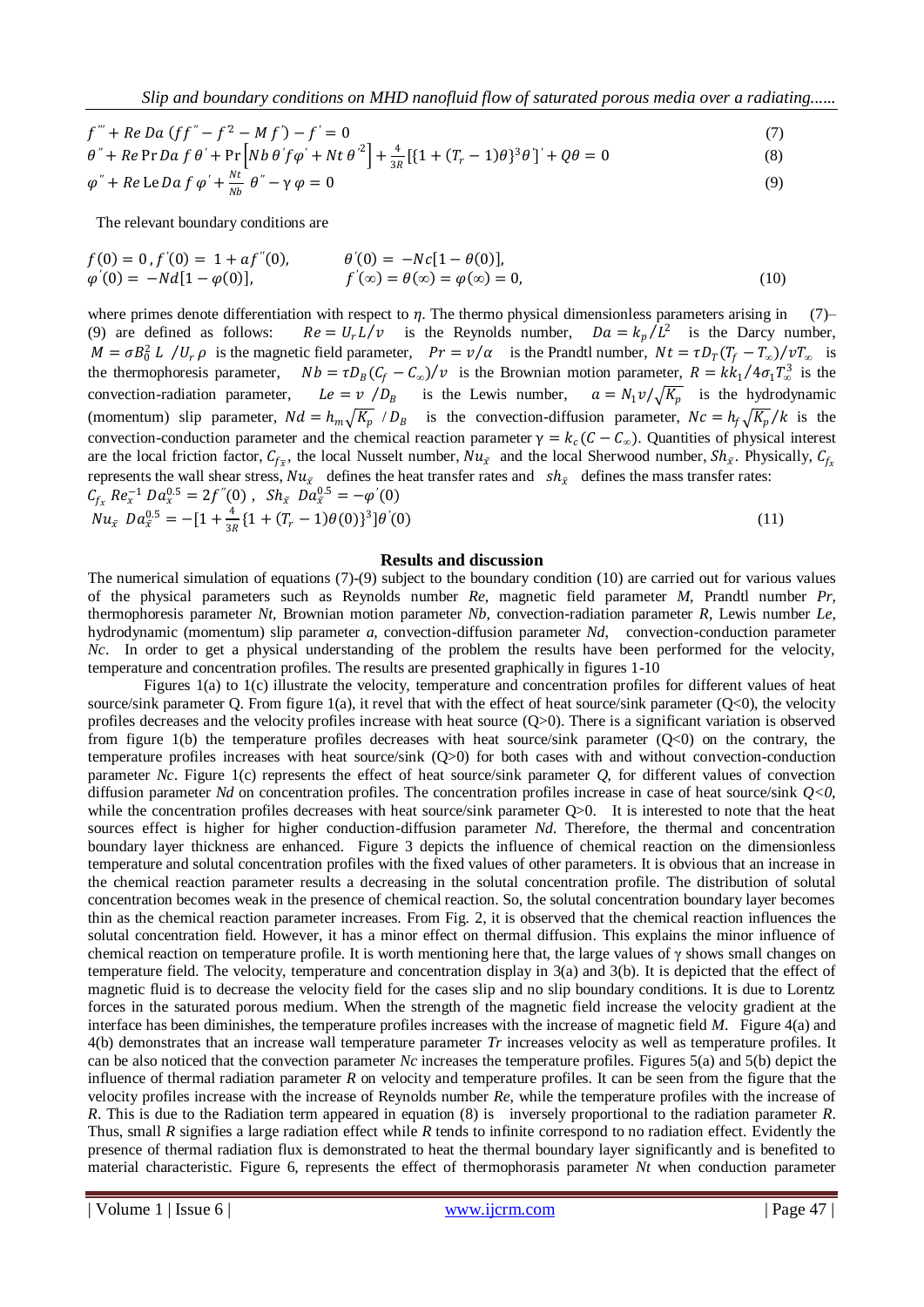$$f''' + Re\,Da\,(ff'' - f'^2 - M\,f') - f' = 0 \tag{7}$$

$$\theta'' + Re\,\mathrm{Pr}\,Da\,f\,\theta' + \mathrm{Pr}\left[Nb\,\theta' f \varphi' + Nt\,\theta'^2\right] + \frac{4}{3R}[\{1 + (T_r - 1)\theta\}^3 \theta']' + Q\theta = 0 \tag{8}$$

$$\varphi'' + Re\,\mathrm{Le}\,Da\,f\,\varphi' + \frac{Nt}{Nb}\,\theta'' - \gamma\,\varphi = 0 \tag{9}$$

The relevant boundary conditions are

$$f(0) = 0\,, f'(0) = 1 + af''(0), \qquad \theta'(0) = -Nc[1 - \theta(0)],$$
$$\varphi'(0) = -Nd[1 - \varphi(0)], \qquad f'(\infty) = \theta(\infty) = \varphi(\infty) = 0, \tag{10}$$

where primes denote differentiation with respect to $\eta$. The thermo physical dimensionless parameters arising in (7)–(9) are defined as follows: $Re = U_r L/v$ is the Reynolds number, $Da = k_p/L^2$ is the Darcy number, $M = \sigma B_0^2\,L\;/U_r\,\rho$ is the magnetic field parameter, $Pr = v/\alpha$ is the Prandtl number, $Nt = \tau D_T(T_f - T_\infty)/vT_\infty$ is the thermophoresis parameter, $Nb = \tau D_B(C_f - C_\infty)/v$ is the Brownian motion parameter, $R = kk_1/4\sigma_1 T_\infty^3$ is the convection-radiation parameter, $Le = v\;/D_B$ is the Lewis number, $a = N_1 v/\sqrt{K_p}$ is the hydrodynamic (momentum) slip parameter, $Nd = h_m\sqrt{K_p}\;/D_B$ is the convection-diffusion parameter, $Nc = h_f\sqrt{K_p}/k$ is the convection-conduction parameter and the chemical reaction parameter $\gamma = k_c(C - C_\infty)$. Quantities of physical interest are the local friction factor, $C_{f_{\bar{x}}}$, the local Nusselt number, $Nu_{\bar{x}}$ and the local Sherwood number, $Sh_{\bar{x}}$. Physically, $C_{f_x}$ represents the wall shear stress, $Nu_{\bar{x}}$ defines the heat transfer rates and $sh_{\bar{x}}$ defines the mass transfer rates:

$$C_{f_x}\,Re_x^{-1}\,Da_x^{0.5} = 2f''(0)\,,\quad Sh_{\bar{x}}\;Da_{\bar{x}}^{0.5} = -\varphi'(0)$$
$$Nu_{\bar{x}}\;Da_{\bar{x}}^{0.5} = -[1 + \frac{4}{3R}\{1 + (T_r - 1)\theta(0)\}^3]\theta'(0) \tag{11}$$

## Results and discussion

The numerical simulation of equations (7)-(9) subject to the boundary condition (10) are carried out for various values of the physical parameters such as Reynolds number *Re*, magnetic field parameter *M*, Prandtl number *Pr*, thermophoresis parameter *Nt*, Brownian motion parameter *Nb*, convection-radiation parameter *R*, Lewis number *Le*, hydrodynamic (momentum) slip parameter *a*, convection-diffusion parameter *Nd*, convection-conduction parameter *Nc*. In order to get a physical understanding of the problem the results have been performed for the velocity, temperature and concentration profiles. The results are presented graphically in figures 1-10

Figures 1(a) to 1(c) illustrate the velocity, temperature and concentration profiles for different values of heat source/sink parameter Q. From figure 1(a), it revel that with the effect of heat source/sink parameter ($Q<0$), the velocity profiles decreases and the velocity profiles increase with heat source ($Q>0$). There is a significant variation is observed from figure 1(b) the temperature profiles decreases with heat source/sink parameter ($Q<0$) on the contrary, the temperature profiles increases with heat source/sink ($Q>0$) for both cases with and without convection-conduction parameter *Nc*. Figure 1(c) represents the effect of heat source/sink parameter *Q*, for different values of convection diffusion parameter *Nd* on concentration profiles. The concentration profiles increase in case of heat source/sink $Q<0$, while the concentration profiles decreases with heat source/sink parameter $Q>0$. It is interested to note that the heat sources effect is higher for higher conduction-diffusion parameter *Nd*. Therefore, the thermal and concentration boundary layer thickness are enhanced. Figure 3 depicts the influence of chemical reaction on the dimensionless temperature and solutal concentration profiles with the fixed values of other parameters. It is obvious that an increase in the chemical reaction parameter results a decreasing in the solutal concentration profile. The distribution of solutal concentration becomes weak in the presence of chemical reaction. So, the solutal concentration boundary layer becomes thin as the chemical reaction parameter increases. From Fig. 2, it is observed that the chemical reaction influences the solutal concentration field. However, it has a minor effect on thermal diffusion. This explains the minor influence of chemical reaction on temperature profile. It is worth mentioning here that, the large values of $\gamma$ shows small changes on temperature field. The velocity, temperature and concentration display in 3(a) and 3(b). It is depicted that the effect of magnetic fluid is to decrease the velocity field for the cases slip and no slip boundary conditions. It is due to Lorentz forces in the saturated porous medium. When the strength of the magnetic field increase the velocity gradient at the interface has been diminishes, the temperature profiles increases with the increase of magnetic field *M*. Figure 4(a) and 4(b) demonstrates that an increase wall temperature parameter *Tr* increases velocity as well as temperature profiles. It can be also noticed that the convection parameter *Nc* increases the temperature profiles. Figures 5(a) and 5(b) depict the influence of thermal radiation parameter *R* on velocity and temperature profiles. It can be seen from the figure that the velocity profiles increase with the increase of Reynolds number *Re*, while the temperature profiles with the increase of *R*. This is due to the Radiation term appeared in equation (8) is inversely proportional to the radiation parameter *R*. Thus, small *R* signifies a large radiation effect while *R* tends to infinite correspond to no radiation effect. Evidently the presence of thermal radiation flux is demonstrated to heat the thermal boundary layer significantly and is benefited to material characteristic. Figure 6, represents the effect of thermophorasis parameter *Nt* when conduction parameter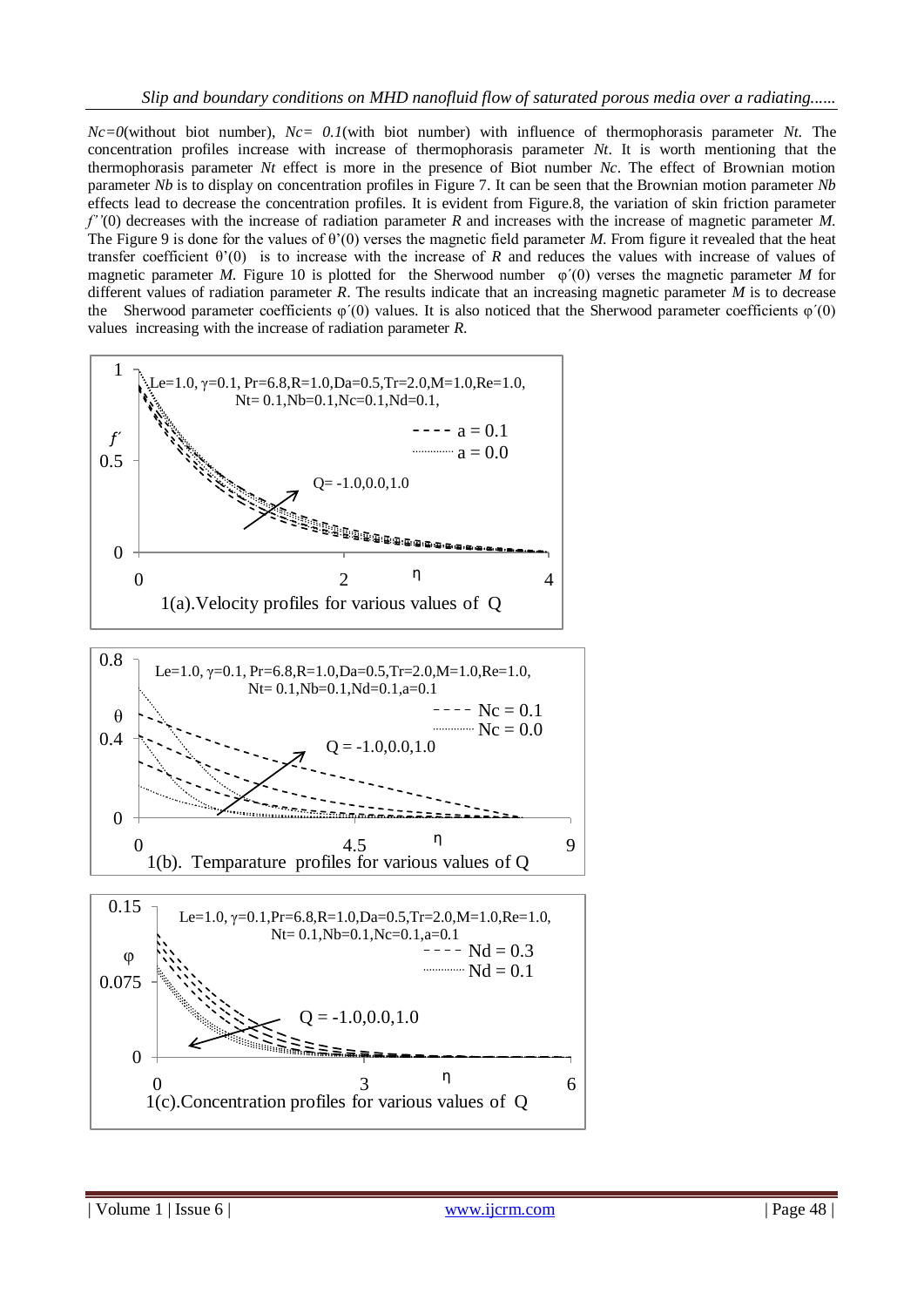$Nc=0$(without biot number), $Nc= 0.1$(with biot number) with influence of thermophorasis parameter $Nt$. The concentration profiles increase with increase of thermophorasis parameter $Nt$. It is worth mentioning that the thermophorasis parameter $Nt$ effect is more in the presence of Biot number $Nc$. The effect of Brownian motion parameter $Nb$ is to display on concentration profiles in Figure 7. It can be seen that the Brownian motion parameter $Nb$ effects lead to decrease the concentration profiles. It is evident from Figure.8, the variation of skin friction parameter $f''(0)$ decreases with the increase of radiation parameter $R$ and increases with the increase of magnetic parameter $M$. The Figure 9 is done for the values of $\theta'(0)$ verses the magnetic field parameter $M$. From figure it revealed that the heat transfer coefficient $\theta'(0)$ is to increase with the increase of $R$ and reduces the values with increase of values of magnetic parameter $M$. Figure 10 is plotted for the Sherwood number $\varphi'(0)$ verses the magnetic parameter $M$ for different values of radiation parameter $R$. The results indicate that an increasing magnetic parameter $M$ is to decrease the Sherwood parameter coefficients $\varphi'(0)$ values. It is also noticed that the Sherwood parameter coefficients $\varphi'(0)$ values increasing with the increase of radiation parameter $R$.

1(a).Velocity profiles for various values of Q

1(b). Temparature profiles for various values of Q

1(c).Concentration profiles for various values of Q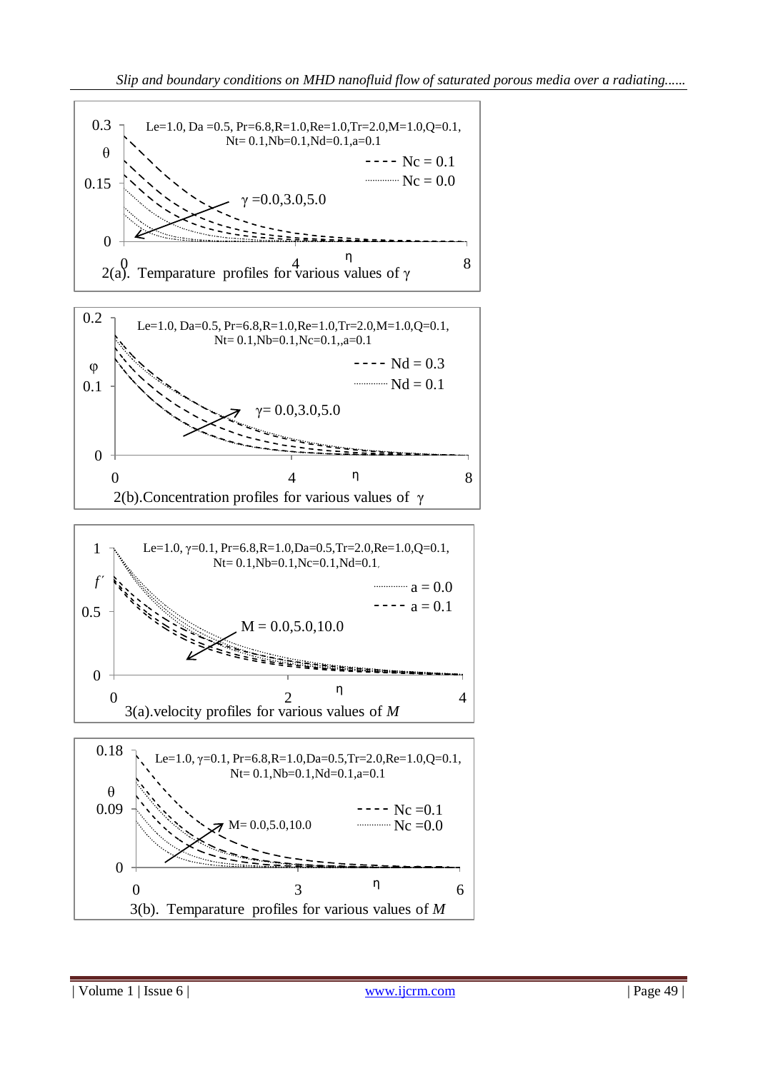Le=1.0, Da =0.5, Pr=6.8,R=1.0,Re=1.0,Tr=2.0,M=1.0,Q=0.1, Nt= 0.1,Nb=0.1,Nd=0.1,a=0.1

2(a). Temparature profiles for various values of $\gamma$

Le=1.0, Da=0.5, Pr=6.8,R=1.0,Re=1.0,Tr=2.0,M=1.0,Q=0.1, Nt= 0.1,Nb=0.1,Nc=0.1,,a=0.1

2(b).Concentration profiles for various values of $\gamma$

Le=1.0, $\gamma$=0.1, Pr=6.8,R=1.0,Da=0.5,Tr=2.0,Re=1.0,Q=0.1, Nt= 0.1,Nb=0.1,Nc=0.1,Nd=0.1,

3(a).velocity profiles for various values of $M$

Le=1.0, $\gamma$=0.1, Pr=6.8,R=1.0,Da=0.5,Tr=2.0,Re=1.0,Q=0.1, Nt= 0.1,Nb=0.1,Nd=0.1,a=0.1

3(b). Temparature profiles for various values of $M$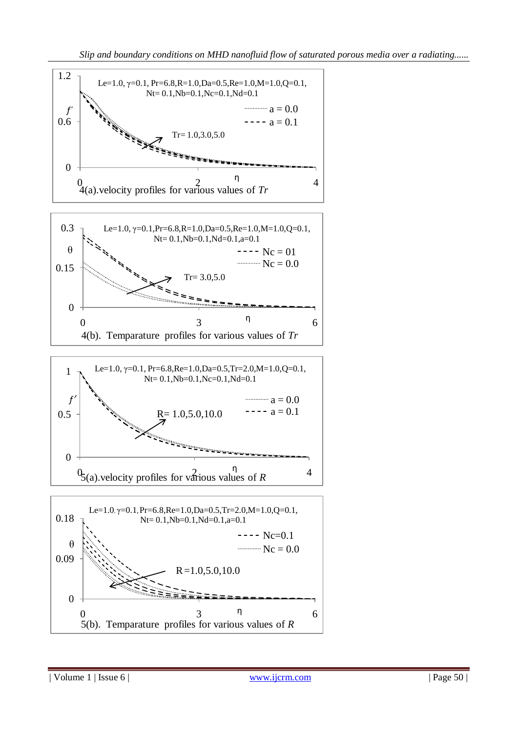Le=1.0, γ=0.1, Pr=6.8,R=1.0,Da=0.5,Re=1.0,M=1.0,Q=0.1, Nt= 0.1,Nb=0.1,Nc=0.1,Nd=0.1

4(a).velocity profiles for various values of *Tr*

Le=1.0, γ=0.1,Pr=6.8,R=1.0,Da=0.5,Re=1.0,M=1.0,Q=0.1, Nt= 0.1,Nb=0.1,Nd=0.1,a=0.1

4(b). Temparature profiles for various values of *Tr*

Le=1.0, γ=0.1, Pr=6.8,Re=1.0,Da=0.5,Tr=2.0,M=1.0,Q=0.1, Nt= 0.1,Nb=0.1,Nc=0.1,Nd=0.1

5(a).velocity profiles for various values of *R*

Le=1.0, γ=0.1, Pr=6.8,Re=1.0,Da=0.5,Tr=2.0,M=1.0,Q=0.1, Nt= 0.1,Nb=0.1,Nd=0.1,a=0.1

5(b). Temparature profiles for various values of *R*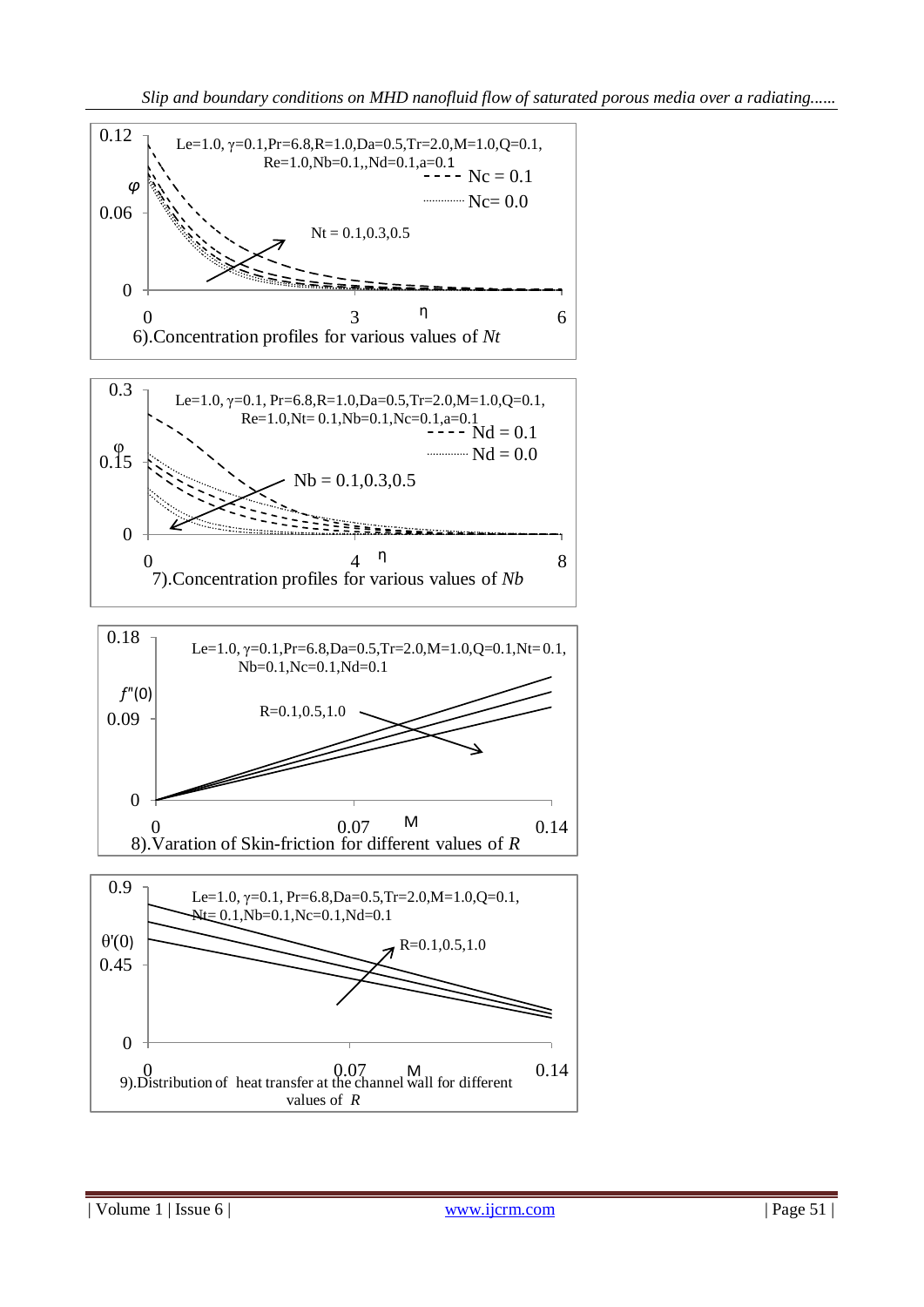Le=1.0, γ=0.1,Pr=6.8,R=1.0,Da=0.5,Tr=2.0,M=1.0,Q=0.1, Re=1.0,Nb=0.1,,Nd=0.1,a=0.1

6).Concentration profiles for various values of *Nt*

Le=1.0, γ=0.1, Pr=6.8,R=1.0,Da=0.5,Tr=2.0,M=1.0,Q=0.1, Re=1.0,Nt= 0.1,Nb=0.1,Nc=0.1,a=0.1

7).Concentration profiles for various values of *Nb*

Le=1.0, γ=0.1,Pr=6.8,Da=0.5,Tr=2.0,M=1.0,Q=0.1,Nt=0.1, Nb=0.1,Nc=0.1,Nd=0.1

8).Varation of Skin-friction for different values of *R*

Le=1.0, γ=0.1, Pr=6.8,Da=0.5,Tr=2.0,M=1.0,Q=0.1, Nt= 0.1,Nb=0.1,Nc=0.1,Nd=0.1

9).Distribution of heat transfer at the channel wall for different values of *R*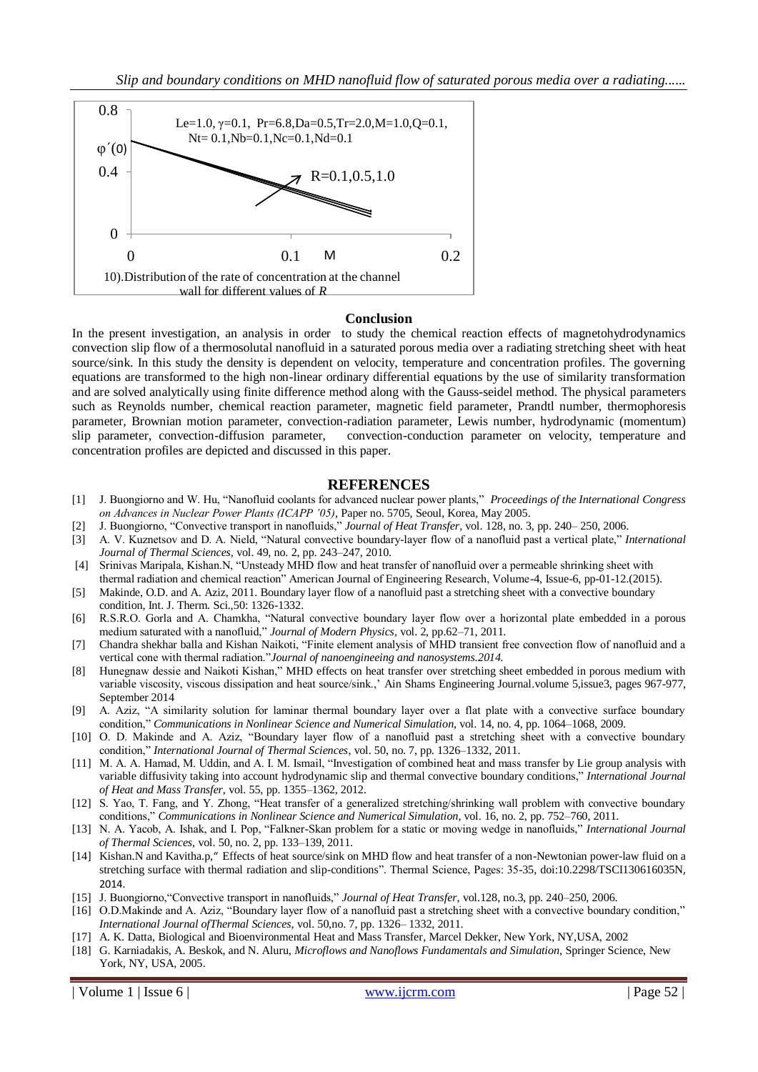Le=1.0, γ=0.1, Pr=6.8,Da=0.5,Tr=2.0,M=1.0,Q=0.1, Nt= 0.1,Nb=0.1,Nc=0.1,Nd=0.1

R=0.1,0.5,1.0

10).Distribution of the rate of concentration at the channel wall for different values of *R*

## Conclusion

In the present investigation, an analysis in order to study the chemical reaction effects of magnetohydrodynamics convection slip flow of a thermosolutal nanofluid in a saturated porous media over a radiating stretching sheet with heat source/sink. In this study the density is dependent on velocity, temperature and concentration profiles. The governing equations are transformed to the high non-linear ordinary differential equations by the use of similarity transformation and are solved analytically using finite difference method along with the Gauss-seidel method. The physical parameters such as Reynolds number, chemical reaction parameter, magnetic field parameter, Prandtl number, thermophoresis parameter, Brownian motion parameter, convection-radiation parameter, Lewis number, hydrodynamic (momentum) slip parameter, convection-diffusion parameter, convection-conduction parameter on velocity, temperature and concentration profiles are depicted and discussed in this paper.

## REFERENCES

[1] J. Buongiorno and W. Hu, "Nanofluid coolants for advanced nuclear power plants," *Proceedings of the International Congress on Advances in Nuclear Power Plants (ICAPP '05)*, Paper no. 5705, Seoul, Korea, May 2005.

[2] J. Buongiorno, "Convective transport in nanofluids," *Journal of Heat Transfer*, vol. 128, no. 3, pp. 240– 250, 2006.

[3] A. V. Kuznetsov and D. A. Nield, "Natural convective boundary-layer flow of a nanofluid past a vertical plate," *International Journal of Thermal Sciences*, vol. 49, no. 2, pp. 243–247, 2010.

[4] Srinivas Maripala, Kishan.N, "Unsteady MHD flow and heat transfer of nanofluid over a permeable shrinking sheet with thermal radiation and chemical reaction" American Journal of Engineering Research, Volume-4, Issue-6, pp-01-12.(2015).

[5] Makinde, O.D. and A. Aziz, 2011. Boundary layer flow of a nanofluid past a stretching sheet with a convective boundary condition, Int. J. Therm. Sci.,50: 1326-1332.

[6] R.S.R.O. Gorla and A. Chamkha, "Natural convective boundary layer flow over a horizontal plate embedded in a porous medium saturated with a nanofluid," *Journal of Modern Physics*, vol. 2, pp.62–71, 2011.

[7] Chandra shekhar balla and Kishan Naikoti, "Finite element analysis of MHD transient free convection flow of nanofluid and a vertical cone with thermal radiation."*Journal of nanoengineeing and nanosystems.2014.*

[8] Hunegnaw dessie and Naikoti Kishan," MHD effects on heat transfer over stretching sheet embedded in porous medium with variable viscosity, viscous dissipation and heat source/sink.,' Ain Shams Engineering Journal.volume 5,issue3, pages 967-977, September 2014

[9] A. Aziz, "A similarity solution for laminar thermal boundary layer over a flat plate with a convective surface boundary condition," *Communications in Nonlinear Science and Numerical Simulation*, vol. 14, no. 4, pp. 1064–1068, 2009.

[10] O. D. Makinde and A. Aziz, "Boundary layer flow of a nanofluid past a stretching sheet with a convective boundary condition," *International Journal of Thermal Sciences*, vol. 50, no. 7, pp. 1326–1332, 2011.

[11] M. A. A. Hamad, M. Uddin, and A. I. M. Ismail, "Investigation of combined heat and mass transfer by Lie group analysis with variable diffusivity taking into account hydrodynamic slip and thermal convective boundary conditions," *International Journal of Heat and Mass Transfer*, vol. 55, pp. 1355–1362, 2012.

[12] S. Yao, T. Fang, and Y. Zhong, "Heat transfer of a generalized stretching/shrinking wall problem with convective boundary conditions," *Communications in Nonlinear Science and Numerical Simulation*, vol. 16, no. 2, pp. 752–760, 2011.

[13] N. A. Yacob, A. Ishak, and I. Pop, "Falkner-Skan problem for a static or moving wedge in nanofluids," *International Journal of Thermal Sciences*, vol. 50, no. 2, pp. 133–139, 2011.

[14] Kishan.N and Kavitha.p," Effects of heat source/sink on MHD flow and heat transfer of a non-Newtonian power-law fluid on a stretching surface with thermal radiation and slip-conditions". Thermal Science, Pages: 35-35, doi:10.2298/TSCI130616035N, 2014.

[15] J. Buongiorno,"Convective transport in nanofluids," *Journal of Heat Transfer*, vol.128, no.3, pp. 240–250, 2006.

[16] O.D.Makinde and A. Aziz, "Boundary layer flow of a nanofluid past a stretching sheet with a convective boundary condition," *International Journal ofThermal Sciences*, vol. 50,no. 7, pp. 1326– 1332, 2011.

[17] A. K. Datta, Biological and Bioenvironmental Heat and Mass Transfer, Marcel Dekker, New York, NY,USA, 2002

[18] G. Karniadakis, A. Beskok, and N. Aluru, *Microflows and Nanoflows Fundamentals and Simulation*, Springer Science, New York, NY, USA, 2005.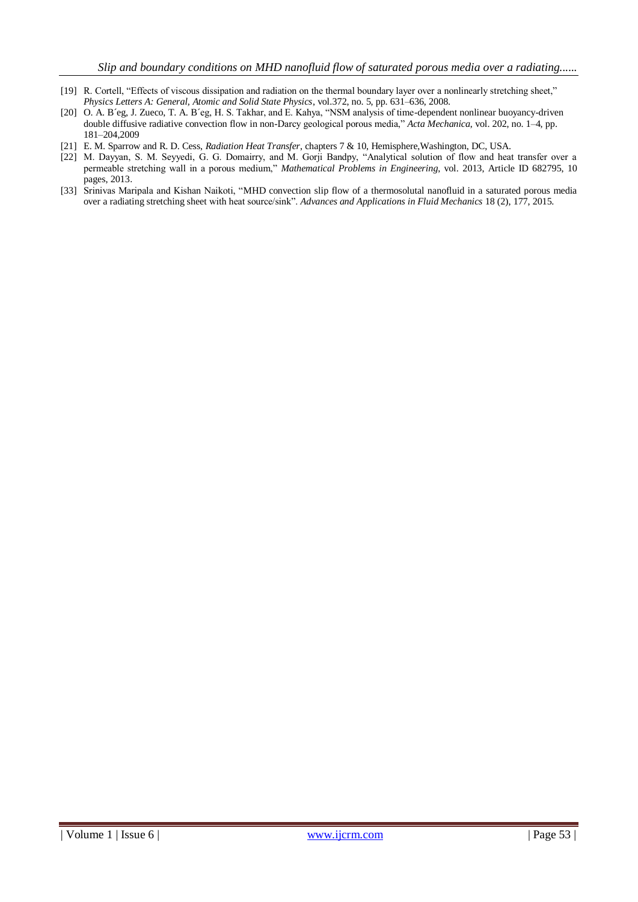[19] R. Cortell, "Effects of viscous dissipation and radiation on the thermal boundary layer over a nonlinearly stretching sheet," *Physics Letters A: General, Atomic and Solid State Physics*, vol.372, no. 5, pp. 631–636, 2008.

[20] O. A. B´eg, J. Zueco, T. A. B´eg, H. S. Takhar, and E. Kahya, "NSM analysis of time-dependent nonlinear buoyancy-driven double diffusive radiative convection flow in non-Darcy geological porous media," *Acta Mechanica*, vol. 202, no. 1–4, pp. 181–204,2009

[21] E. M. Sparrow and R. D. Cess, *Radiation Heat Transfer*, chapters 7 & 10, Hemisphere,Washington, DC, USA.

[22] M. Dayyan, S. M. Seyyedi, G. G. Domairry, and M. Gorji Bandpy, "Analytical solution of flow and heat transfer over a permeable stretching wall in a porous medium," *Mathematical Problems in Engineering*, vol. 2013, Article ID 682795, 10 pages, 2013.

[33] Srinivas Maripala and Kishan Naikoti, "MHD convection slip flow of a thermosolutal nanofluid in a saturated porous media over a radiating stretching sheet with heat source/sink". *Advances and Applications in Fluid Mechanics* 18 (2), 177, 2015.